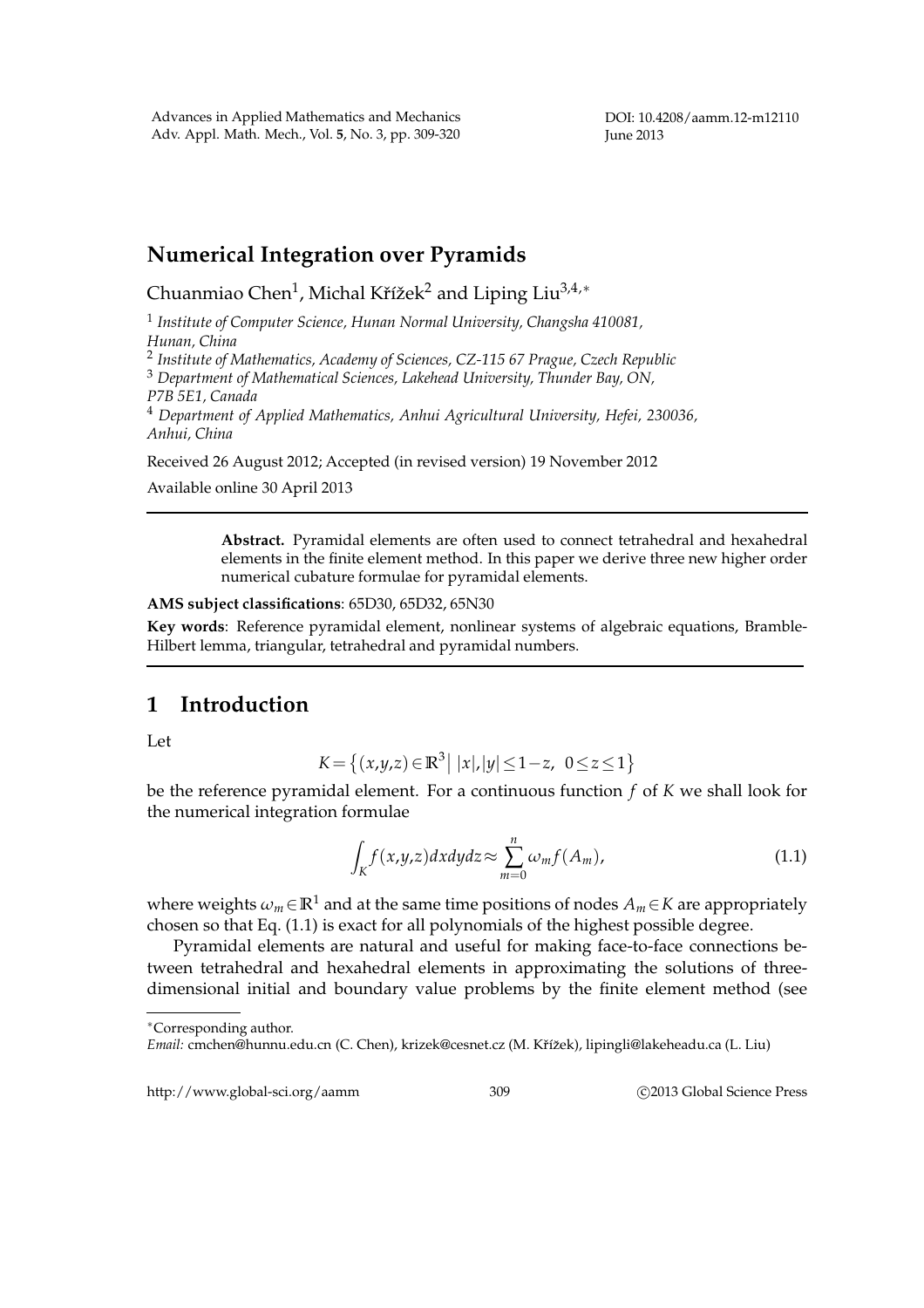# Numerical Integration over Pyramids

Chuanmiao Chen[1], Michal Křížek[2] and Liping Liu[3,4,*]

[1] *Institute of Computer Science, Hunan Normal University, Changsha 410081, Hunan, China*

[2] *Institute of Mathematics, Academy of Sciences, CZ-115 67 Prague, Czech Republic*

[3] *Department of Mathematical Sciences, Lakehead University, Thunder Bay, ON, P7B 5E1, Canada*

[4] *Department of Applied Mathematics, Anhui Agricultural University, Hefei, 230036, Anhui, China*

Received 26 August 2012; Accepted (in revised version) 19 November 2012

Available online 30 April 2013

---

> **Abstract.** Pyramidal elements are often used to connect tetrahedral and hexahedral elements in the finite element method. In this paper we derive three new higher order numerical cubature formulae for pyramidal elements.

**AMS subject classifications**: 65D30, 65D32, 65N30

**Key words**: Reference pyramidal element, nonlinear systems of algebraic equations, Bramble-Hilbert lemma, triangular, tetrahedral and pyramidal numbers.

---

## 1 Introduction

Let

$$K=\left\{(x,y,z)\in\mathbb{R}^3 \,\middle|\, |x|,|y|\le 1-z,\ \ 0\le z\le 1\right\}$$

be the reference pyramidal element. For a continuous function $f$ of $K$ we shall look for the numerical integration formulae

$$\int_K f(x,y,z)\,dxdydz \approx \sum_{m=0}^{n}\omega_m f(A_m), \tag{1.1}$$

where weights $\omega_m\in\mathbb{R}^1$ and at the same time positions of nodes $A_m\in K$ are appropriately chosen so that Eq. (1.1) is exact for all polynomials of the highest possible degree.

Pyramidal elements are natural and useful for making face-to-face connections between tetrahedral and hexahedral elements in approximating the solutions of three-dimensional initial and boundary value problems by the finite element method (see

---

*Corresponding author.

*Email:* cmchen@hunnu.edu.cn (C. Chen), krizek@cesnet.cz (M. Křížek), lipingli@lakeheadu.ca (L. Liu)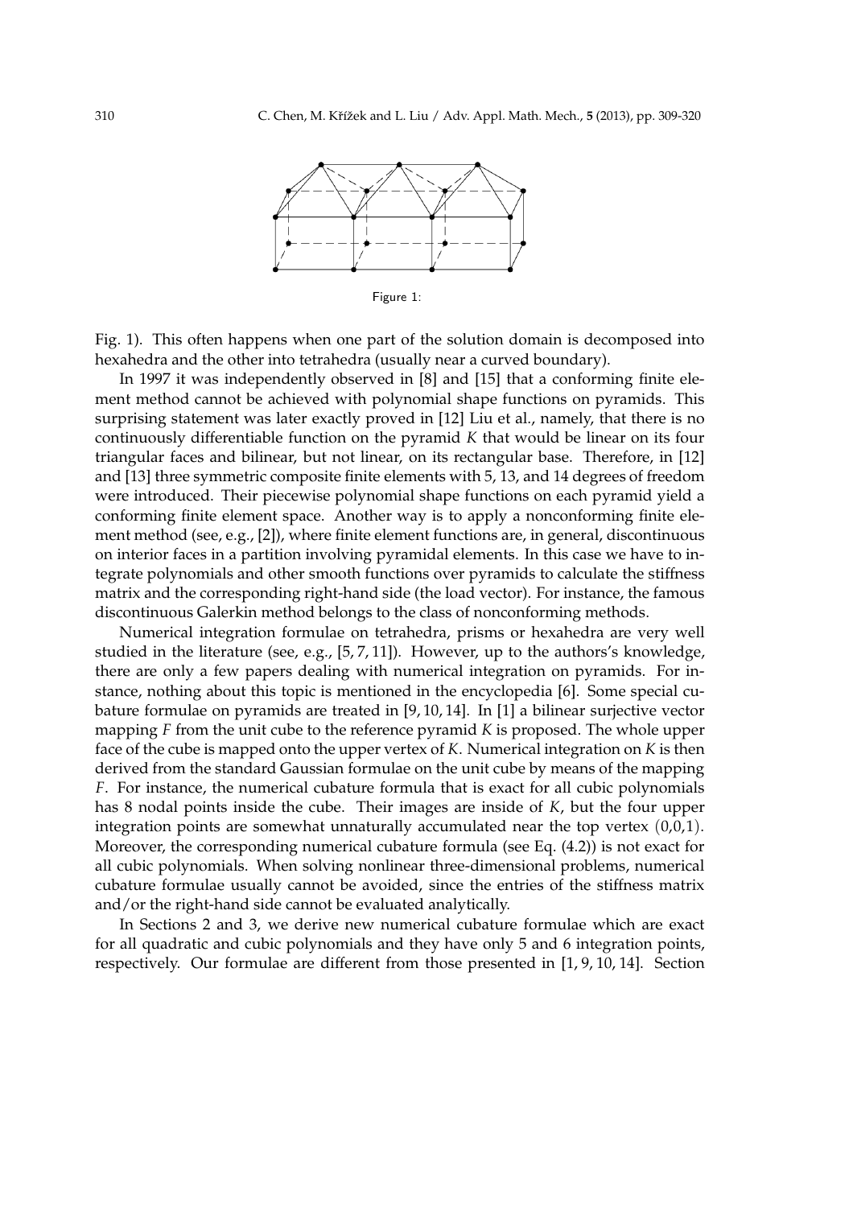Figure 1:

Fig. 1). This often happens when one part of the solution domain is decomposed into hexahedra and the other into tetrahedra (usually near a curved boundary).

In 1997 it was independently observed in [8] and [15] that a conforming finite element method cannot be achieved with polynomial shape functions on pyramids. This surprising statement was later exactly proved in [12] Liu et al., namely, that there is no continuously differentiable function on the pyramid $K$ that would be linear on its four triangular faces and bilinear, but not linear, on its rectangular base. Therefore, in [12] and [13] three symmetric composite finite elements with 5, 13, and 14 degrees of freedom were introduced. Their piecewise polynomial shape functions on each pyramid yield a conforming finite element space. Another way is to apply a nonconforming finite element method (see, e.g., [2]), where finite element functions are, in general, discontinuous on interior faces in a partition involving pyramidal elements. In this case we have to integrate polynomials and other smooth functions over pyramids to calculate the stiffness matrix and the corresponding right-hand side (the load vector). For instance, the famous discontinuous Galerkin method belongs to the class of nonconforming methods.

Numerical integration formulae on tetrahedra, prisms or hexahedra are very well studied in the literature (see, e.g., [5, 7, 11]). However, up to the authors's knowledge, there are only a few papers dealing with numerical integration on pyramids. For instance, nothing about this topic is mentioned in the encyclopedia [6]. Some special cubature formulae on pyramids are treated in [9, 10, 14]. In [1] a bilinear surjective vector mapping $F$ from the unit cube to the reference pyramid $K$ is proposed. The whole upper face of the cube is mapped onto the upper vertex of $K$. Numerical integration on $K$ is then derived from the standard Gaussian formulae on the unit cube by means of the mapping $F$. For instance, the numerical cubature formula that is exact for all cubic polynomials has 8 nodal points inside the cube. Their images are inside of $K$, but the four upper integration points are somewhat unnaturally accumulated near the top vertex $(0,0,1)$. Moreover, the corresponding numerical cubature formula (see Eq. (4.2)) is not exact for all cubic polynomials. When solving nonlinear three-dimensional problems, numerical cubature formulae usually cannot be avoided, since the entries of the stiffness matrix and/or the right-hand side cannot be evaluated analytically.

In Sections 2 and 3, we derive new numerical cubature formulae which are exact for all quadratic and cubic polynomials and they have only 5 and 6 integration points, respectively. Our formulae are different from those presented in [1, 9, 10, 14]. Section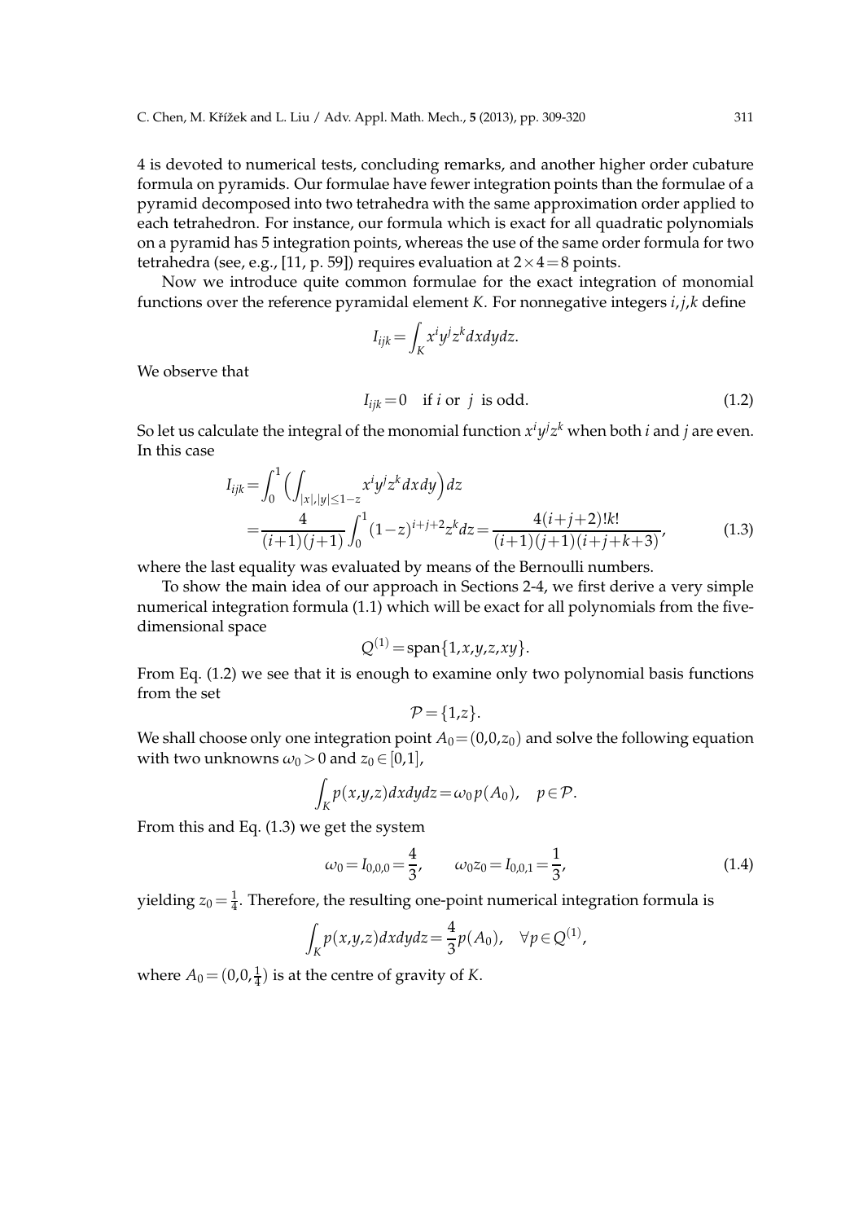4 is devoted to numerical tests, concluding remarks, and another higher order cubature formula on pyramids. Our formulae have fewer integration points than the formulae of a pyramid decomposed into two tetrahedra with the same approximation order applied to each tetrahedron. For instance, our formula which is exact for all quadratic polynomials on a pyramid has 5 integration points, whereas the use of the same order formula for two tetrahedra (see, e.g., [11, p. 59]) requires evaluation at $2\times 4=8$ points.

Now we introduce quite common formulae for the exact integration of monomial functions over the reference pyramidal element $K$. For nonnegative integers $i,j,k$ define

$$I_{ijk}=\int_K x^i y^j z^k dxdydz.$$

We observe that

$$I_{ijk}=0 \quad \text{if } i \text{ or } j \text{ is odd}. \tag{1.2}$$

So let us calculate the integral of the monomial function $x^i y^j z^k$ when both $i$ and $j$ are even. In this case

$$\begin{aligned} I_{ijk}&=\int_0^1 \Big(\int_{|x|,|y|\le 1-z} x^i y^j z^k dxdy\Big) dz \\ &=\frac{4}{(i+1)(j+1)}\int_0^1 (1-z)^{i+j+2} z^k dz=\frac{4(i+j+2)!k!}{(i+1)(j+1)(i+j+k+3)}, \end{aligned} \tag{1.3}$$

where the last equality was evaluated by means of the Bernoulli numbers.

To show the main idea of our approach in Sections 2-4, we first derive a very simple numerical integration formula (1.1) which will be exact for all polynomials from the five-dimensional space

$$Q^{(1)}=\text{span}\{1,x,y,z,xy\}.$$

From Eq. (1.2) we see that it is enough to examine only two polynomial basis functions from the set

$$\mathcal{P}=\{1,z\}.$$

We shall choose only one integration point $A_0=(0,0,z_0)$ and solve the following equation with two unknowns $\omega_0>0$ and $z_0\in[0,1]$,

$$\int_K p(x,y,z)dxdydz=\omega_0 p(A_0), \quad p\in\mathcal{P}.$$

From this and Eq. (1.3) we get the system

$$\omega_0=I_{0,0,0}=\frac{4}{3}, \qquad \omega_0 z_0=I_{0,0,1}=\frac{1}{3}, \tag{1.4}$$

yielding $z_0=\frac{1}{4}$. Therefore, the resulting one-point numerical integration formula is

$$\int_K p(x,y,z)dxdydz=\frac{4}{3}p(A_0), \quad \forall p\in Q^{(1)},$$

where $A_0=(0,0,\frac{1}{4})$ is at the centre of gravity of $K$.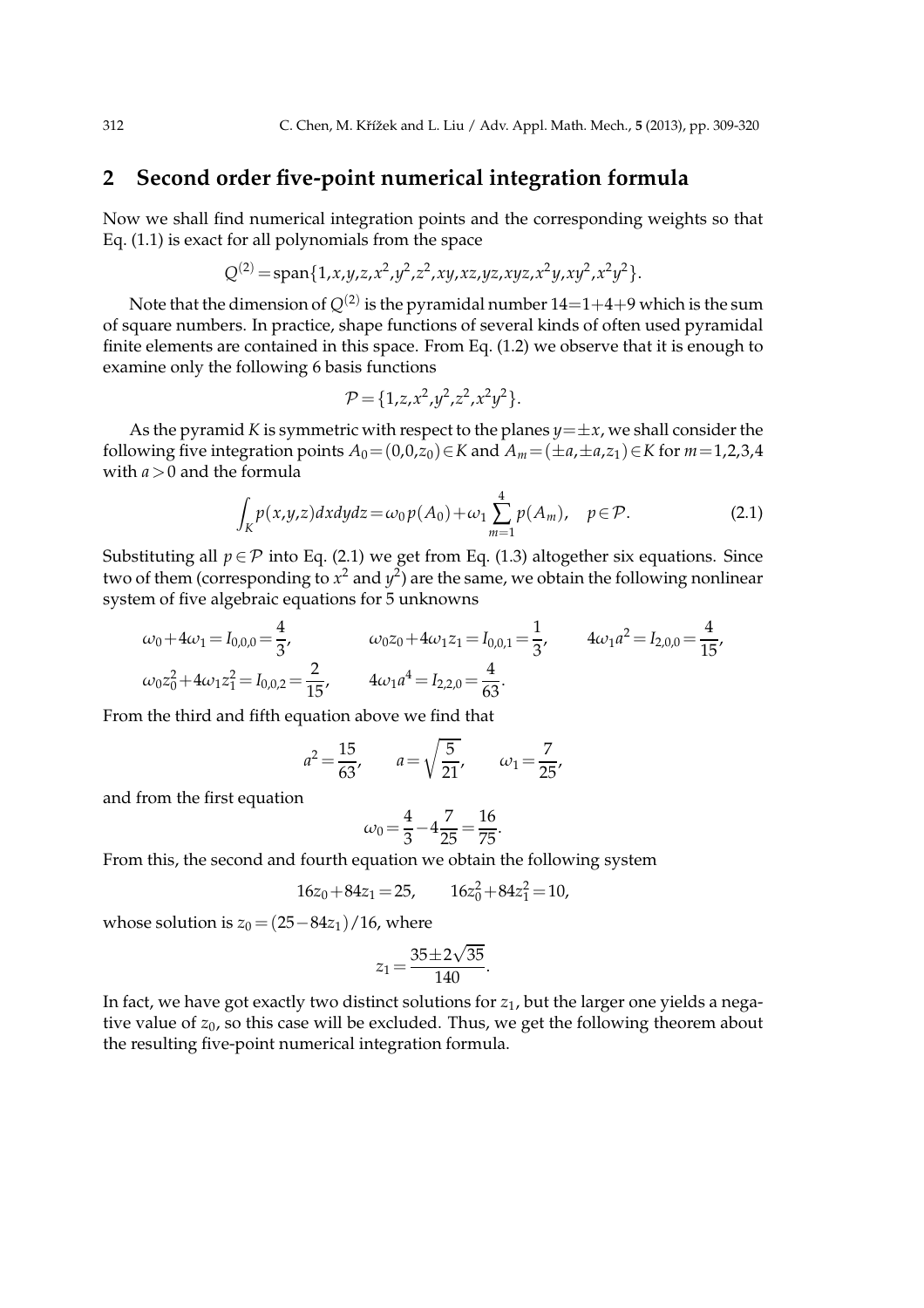## 2 Second order five-point numerical integration formula

Now we shall find numerical integration points and the corresponding weights so that Eq. (1.1) is exact for all polynomials from the space

$$Q^{(2)} = \text{span}\{1,x,y,z,x^2,y^2,z^2,xy,xz,yz,xyz,x^2y,xy^2,x^2y^2\}.$$

Note that the dimension of $Q^{(2)}$ is the pyramidal number $14=1+4+9$ which is the sum of square numbers. In practice, shape functions of several kinds of often used pyramidal finite elements are contained in this space. From Eq. (1.2) we observe that it is enough to examine only the following 6 basis functions

$$\mathcal{P} = \{1,z,x^2,y^2,z^2,x^2y^2\}.$$

As the pyramid $K$ is symmetric with respect to the planes $y=\pm x$, we shall consider the following five integration points $A_0=(0,0,z_0)\in K$ and $A_m=(\pm a,\pm a,z_1)\in K$ for $m=1,2,3,4$ with $a>0$ and the formula

$$\int_K p(x,y,z)dxdydz = \omega_0 p(A_0) + \omega_1 \sum_{m=1}^{4} p(A_m), \quad p\in\mathcal{P}. \tag{2.1}$$

Substituting all $p\in\mathcal{P}$ into Eq. (2.1) we get from Eq. (1.3) altogether six equations. Since two of them (corresponding to $x^2$ and $y^2$) are the same, we obtain the following nonlinear system of five algebraic equations for 5 unknowns

$$\omega_0+4\omega_1 = I_{0,0,0} = \frac{4}{3}, \qquad \omega_0 z_0 + 4\omega_1 z_1 = I_{0,0,1} = \frac{1}{3}, \qquad 4\omega_1 a^2 = I_{2,0,0} = \frac{4}{15},$$

$$\omega_0 z_0^2 + 4\omega_1 z_1^2 = I_{0,0,2} = \frac{2}{15}, \qquad 4\omega_1 a^4 = I_{2,2,0} = \frac{4}{63}.$$

From the third and fifth equation above we find that

$$a^2 = \frac{15}{63}, \qquad a = \sqrt{\frac{5}{21}}, \qquad \omega_1 = \frac{7}{25},$$

and from the first equation

$$\omega_0 = \frac{4}{3} - 4\frac{7}{25} = \frac{16}{75}.$$

From this, the second and fourth equation we obtain the following system

$$16z_0 + 84z_1 = 25, \qquad 16z_0^2 + 84z_1^2 = 10,$$

whose solution is $z_0 = (25-84z_1)/16$, where

$$z_1 = \frac{35\pm 2\sqrt{35}}{140}.$$

In fact, we have got exactly two distinct solutions for $z_1$, but the larger one yields a negative value of $z_0$, so this case will be excluded. Thus, we get the following theorem about the resulting five-point numerical integration formula.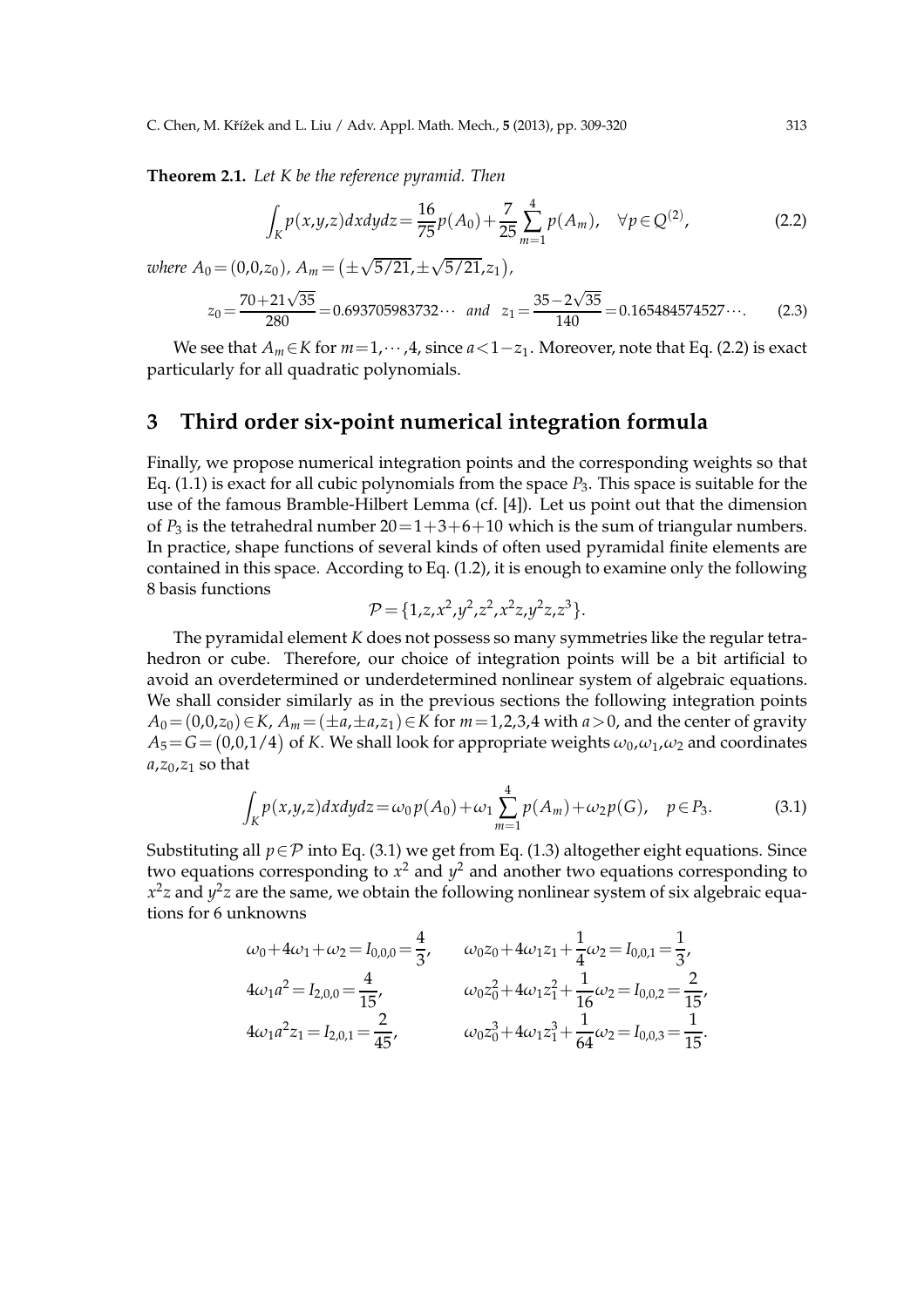**Theorem 2.1.** *Let $K$ be the reference pyramid. Then*

$$\int_K p(x,y,z)dxdydz = \frac{16}{75}p(A_0) + \frac{7}{25}\sum_{m=1}^{4} p(A_m), \quad \forall p \in Q^{(2)}, \tag{2.2}$$

*where* $A_0 = (0,0,z_0)$, $A_m = \big(\pm\sqrt{5/21}, \pm\sqrt{5/21}, z_1\big)$,

$$z_0 = \frac{70+21\sqrt{35}}{280} = 0.693705983732\cdots \quad \textit{and} \quad z_1 = \frac{35-2\sqrt{35}}{140} = 0.165484574527\cdots. \tag{2.3}$$

We see that $A_m \in K$ for $m = 1, \cdots, 4$, since $a < 1 - z_1$. Moreover, note that Eq. (2.2) is exact particularly for all quadratic polynomials.

## 3 Third order six-point numerical integration formula

Finally, we propose numerical integration points and the corresponding weights so that Eq. (1.1) is exact for all cubic polynomials from the space $P_3$. This space is suitable for the use of the famous Bramble-Hilbert Lemma (cf. [4]). Let us point out that the dimension of $P_3$ is the tetrahedral number $20 = 1+3+6+10$ which is the sum of triangular numbers. In practice, shape functions of several kinds of often used pyramidal finite elements are contained in this space. According to Eq. (1.2), it is enough to examine only the following 8 basis functions

$$\mathcal{P} = \{1, z, x^2, y^2, z^2, x^2z, y^2z, z^3\}.$$

The pyramidal element $K$ does not possess so many symmetries like the regular tetrahedron or cube. Therefore, our choice of integration points will be a bit artificial to avoid an overdetermined or underdetermined nonlinear system of algebraic equations. We shall consider similarly as in the previous sections the following integration points $A_0 = (0,0,z_0) \in K$, $A_m = (\pm a, \pm a, z_1) \in K$ for $m = 1,2,3,4$ with $a > 0$, and the center of gravity $A_5 = G = \big(0,0,1/4\big)$ of $K$. We shall look for appropriate weights $\omega_0, \omega_1, \omega_2$ and coordinates $a, z_0, z_1$ so that

$$\int_K p(x,y,z)dxdydz = \omega_0 p(A_0) + \omega_1 \sum_{m=1}^{4} p(A_m) + \omega_2 p(G), \quad p \in P_3. \tag{3.1}$$

Substituting all $p \in \mathcal{P}$ into Eq. (3.1) we get from Eq. (1.3) altogether eight equations. Since two equations corresponding to $x^2$ and $y^2$ and another two equations corresponding to $x^2z$ and $y^2z$ are the same, we obtain the following nonlinear system of six algebraic equations for 6 unknowns

$$\begin{aligned}
&\omega_0 + 4\omega_1 + \omega_2 = I_{0,0,0} = \frac{4}{3}, \qquad &&\omega_0 z_0 + 4\omega_1 z_1 + \frac{1}{4}\omega_2 = I_{0,0,1} = \frac{1}{3}, \\
&4\omega_1 a^2 = I_{2,0,0} = \frac{4}{15}, &&\omega_0 z_0^2 + 4\omega_1 z_1^2 + \frac{1}{16}\omega_2 = I_{0,0,2} = \frac{2}{15}, \\
&4\omega_1 a^2 z_1 = I_{2,0,1} = \frac{2}{45}, &&\omega_0 z_0^3 + 4\omega_1 z_1^3 + \frac{1}{64}\omega_2 = I_{0,0,3} = \frac{1}{15}.
\end{aligned}$$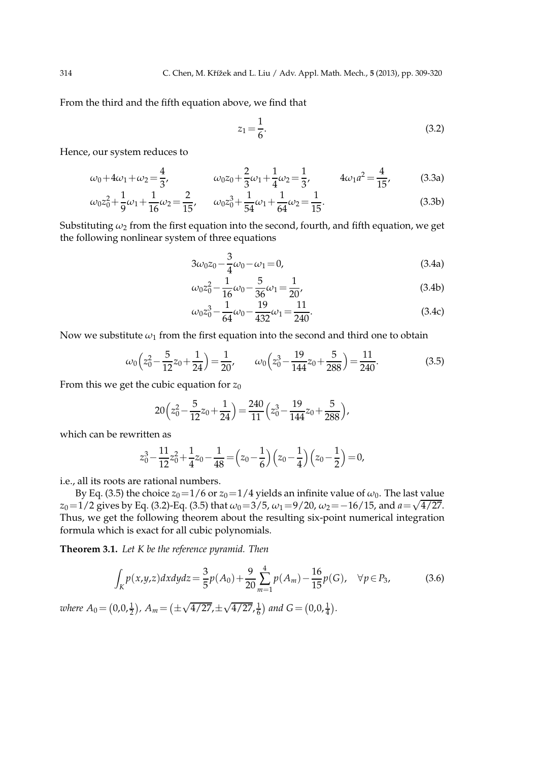From the third and the fifth equation above, we find that

$$z_1 = \frac{1}{6}. \tag{3.2}$$

Hence, our system reduces to

$$\omega_0 + 4\omega_1 + \omega_2 = \frac{4}{3}, \qquad \omega_0 z_0 + \frac{2}{3}\omega_1 + \frac{1}{4}\omega_2 = \frac{1}{3}, \qquad 4\omega_1 a^2 = \frac{4}{15}, \tag{3.3a}$$

$$\omega_0 z_0^2 + \frac{1}{9}\omega_1 + \frac{1}{16}\omega_2 = \frac{2}{15}, \qquad \omega_0 z_0^3 + \frac{1}{54}\omega_1 + \frac{1}{64}\omega_2 = \frac{1}{15}. \tag{3.3b}$$

Substituting $\omega_2$ from the first equation into the second, fourth, and fifth equation, we get the following nonlinear system of three equations

$$3\omega_0 z_0 - \frac{3}{4}\omega_0 - \omega_1 = 0, \tag{3.4a}$$

$$\omega_0 z_0^2 - \frac{1}{16}\omega_0 - \frac{5}{36}\omega_1 = \frac{1}{20}, \tag{3.4b}$$

$$\omega_0 z_0^3 - \frac{1}{64}\omega_0 - \frac{19}{432}\omega_1 = \frac{11}{240}. \tag{3.4c}$$

Now we substitute $\omega_1$ from the first equation into the second and third one to obtain

$$\omega_0\Big(z_0^2 - \frac{5}{12}z_0 + \frac{1}{24}\Big) = \frac{1}{20}, \qquad \omega_0\Big(z_0^3 - \frac{19}{144}z_0 + \frac{5}{288}\Big) = \frac{11}{240}. \tag{3.5}$$

From this we get the cubic equation for $z_0$

$$20\Big(z_0^2 - \frac{5}{12}z_0 + \frac{1}{24}\Big) = \frac{240}{11}\Big(z_0^3 - \frac{19}{144}z_0 + \frac{5}{288}\Big),$$

which can be rewritten as

$$z_0^3 - \frac{11}{12}z_0^2 + \frac{1}{4}z_0 - \frac{1}{48} = \Big(z_0 - \frac{1}{6}\Big)\Big(z_0 - \frac{1}{4}\Big)\Big(z_0 - \frac{1}{2}\Big) = 0,$$

i.e., all its roots are rational numbers.

By Eq. (3.5) the choice $z_0 = 1/6$ or $z_0 = 1/4$ yields an infinite value of $\omega_0$. The last value $z_0 = 1/2$ gives by Eq. (3.2)-Eq. (3.5) that $\omega_0 = 3/5$, $\omega_1 = 9/20$, $\omega_2 = -16/15$, and $a = \sqrt{4/27}$. Thus, we get the following theorem about the resulting six-point numerical integration formula which is exact for all cubic polynomials.

**Theorem 3.1.** *Let $K$ be the reference pyramid. Then*

$$\int_K p(x,y,z)\,dxdydz = \frac{3}{5}p(A_0) + \frac{9}{20}\sum_{m=1}^{4} p(A_m) - \frac{16}{15}p(G), \quad \forall p \in P_3, \tag{3.6}$$

*where* $A_0 = \big(0,0,\frac{1}{2}\big)$, $A_m = \big(\pm\sqrt{4/27}, \pm\sqrt{4/27}, \frac{1}{6}\big)$ *and* $G = \big(0,0,\frac{1}{4}\big)$.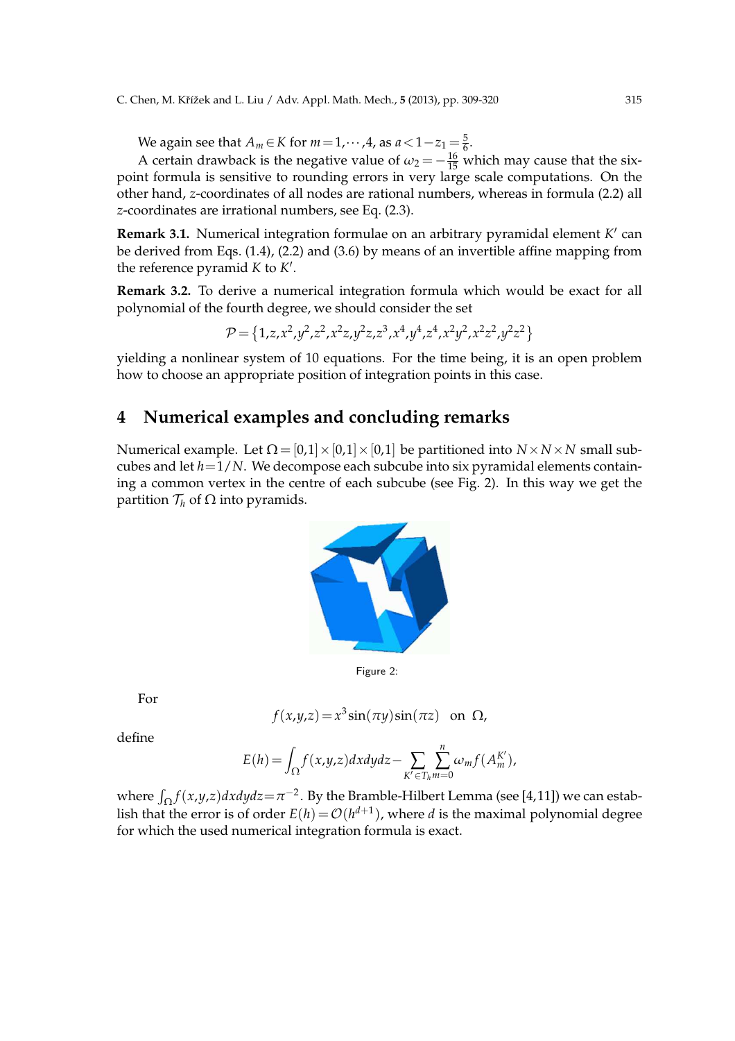We again see that $A_m \in K$ for $m=1,\cdots,4$, as $a<1-z_1=\frac{5}{6}$.

A certain drawback is the negative value of $\omega_2=-\frac{16}{15}$ which may cause that the six-point formula is sensitive to rounding errors in very large scale computations. On the other hand, $z$-coordinates of all nodes are rational numbers, whereas in formula (2.2) all $z$-coordinates are irrational numbers, see Eq. (2.3).

**Remark 3.1.** Numerical integration formulae on an arbitrary pyramidal element $K'$ can be derived from Eqs. (1.4), (2.2) and (3.6) by means of an invertible affine mapping from the reference pyramid $K$ to $K'$.

**Remark 3.2.** To derive a numerical integration formula which would be exact for all polynomial of the fourth degree, we should consider the set

$$\mathcal{P}=\{1,z,x^2,y^2,z^2,x^2z,y^2z,z^3,x^4,y^4,z^4,x^2y^2,x^2z^2,y^2z^2\}$$

yielding a nonlinear system of 10 equations. For the time being, it is an open problem how to choose an appropriate position of integration points in this case.

## 4 Numerical examples and concluding remarks

Numerical example. Let $\Omega=[0,1]\times[0,1]\times[0,1]$ be partitioned into $N\times N\times N$ small subcubes and let $h=1/N$. We decompose each subcube into six pyramidal elements containing a common vertex in the centre of each subcube (see Fig. 2). In this way we get the partition $\mathcal{T}_h$ of $\Omega$ into pyramids.

Figure 2:

For

$$f(x,y,z)=x^3\sin(\pi y)\sin(\pi z) \quad \text{on } \Omega,$$

define

$$E(h)=\int_\Omega f(x,y,z)dxdydz-\sum_{K'\in\mathcal{T}_h}\sum_{m=0}^{n}\omega_m f(A_m^{K'}),$$

where $\int_\Omega f(x,y,z)dxdydz=\pi^{-2}$. By the Bramble-Hilbert Lemma (see [4,11]) we can establish that the error is of order $E(h)=\mathcal{O}(h^{d+1})$, where $d$ is the maximal polynomial degree for which the used numerical integration formula is exact.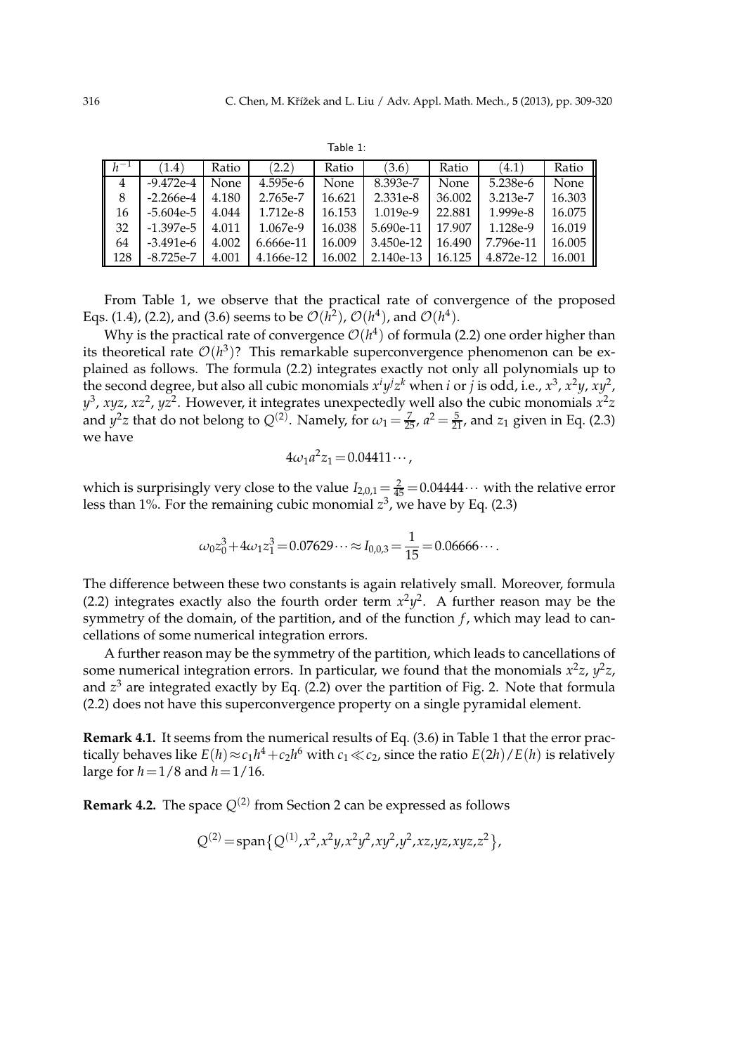Table 1:

| $h^{-1}$ | (1.4) | Ratio | (2.2) | Ratio | (3.6) | Ratio | (4.1) | Ratio |
|---|---|---|---|---|---|---|---|---|
| 4 | -9.472e-4 | None | 4.595e-6 | None | 8.393e-7 | None | 5.238e-6 | None |
| 8 | -2.266e-4 | 4.180 | 2.765e-7 | 16.621 | 2.331e-8 | 36.002 | 3.213e-7 | 16.303 |
| 16 | -5.604e-5 | 4.044 | 1.712e-8 | 16.153 | 1.019e-9 | 22.881 | 1.999e-8 | 16.075 |
| 32 | -1.397e-5 | 4.011 | 1.067e-9 | 16.038 | 5.690e-11 | 17.907 | 1.128e-9 | 16.019 |
| 64 | -3.491e-6 | 4.002 | 6.666e-11 | 16.009 | 3.450e-12 | 16.490 | 7.796e-11 | 16.005 |
| 128 | -8.725e-7 | 4.001 | 4.166e-12 | 16.002 | 2.140e-13 | 16.125 | 4.872e-12 | 16.001 |

From Table 1, we observe that the practical rate of convergence of the proposed Eqs. (1.4), (2.2), and (3.6) seems to be $\mathcal{O}(h^2)$, $\mathcal{O}(h^4)$, and $\mathcal{O}(h^4)$.

Why is the practical rate of convergence $\mathcal{O}(h^4)$ of formula (2.2) one order higher than its theoretical rate $\mathcal{O}(h^3)$? This remarkable superconvergence phenomenon can be explained as follows. The formula (2.2) integrates exactly not only all polynomials up to the second degree, but also all cubic monomials $x^iy^jz^k$ when $i$ or $j$ is odd, i.e., $x^3$, $x^2y$, $xy^2$, $y^3$, $xyz$, $xz^2$, $yz^2$. However, it integrates unexpectedly well also the cubic monomials $x^2z$ and $y^2z$ that do not belong to $Q^{(2)}$. Namely, for $\omega_1=\frac{7}{25}$, $a^2=\frac{5}{21}$, and $z_1$ given in Eq. (2.3) we have

$$4\omega_1 a^2 z_1 = 0.04411\cdots,$$

which is surprisingly very close to the value $I_{2,0,1}=\frac{2}{45}=0.04444\cdots$ with the relative error less than 1%. For the remaining cubic monomial $z^3$, we have by Eq. (2.3)

$$\omega_0 z_0^3 + 4\omega_1 z_1^3 = 0.07629\cdots \approx I_{0,0,3} = \frac{1}{15} = 0.06666\cdots.$$

The difference between these two constants is again relatively small. Moreover, formula (2.2) integrates exactly also the fourth order term $x^2y^2$. A further reason may be the symmetry of the domain, of the partition, and of the function $f$, which may lead to cancellations of some numerical integration errors.

A further reason may be the symmetry of the partition, which leads to cancellations of some numerical integration errors. In particular, we found that the monomials $x^2z$, $y^2z$, and $z^3$ are integrated exactly by Eq. (2.2) over the partition of Fig. 2. Note that formula (2.2) does not have this superconvergence property on a single pyramidal element.

**Remark 4.1.** It seems from the numerical results of Eq. (3.6) in Table 1 that the error practically behaves like $E(h)\approx c_1h^4+c_2h^6$ with $c_1 \ll c_2$, since the ratio $E(2h)/E(h)$ is relatively large for $h=1/8$ and $h=1/16$.

**Remark 4.2.** The space $Q^{(2)}$ from Section 2 can be expressed as follows

$$Q^{(2)} = \text{span}\{Q^{(1)}, x^2, x^2y, x^2y^2, xy^2, y^2, xz, yz, xyz, z^2\},$$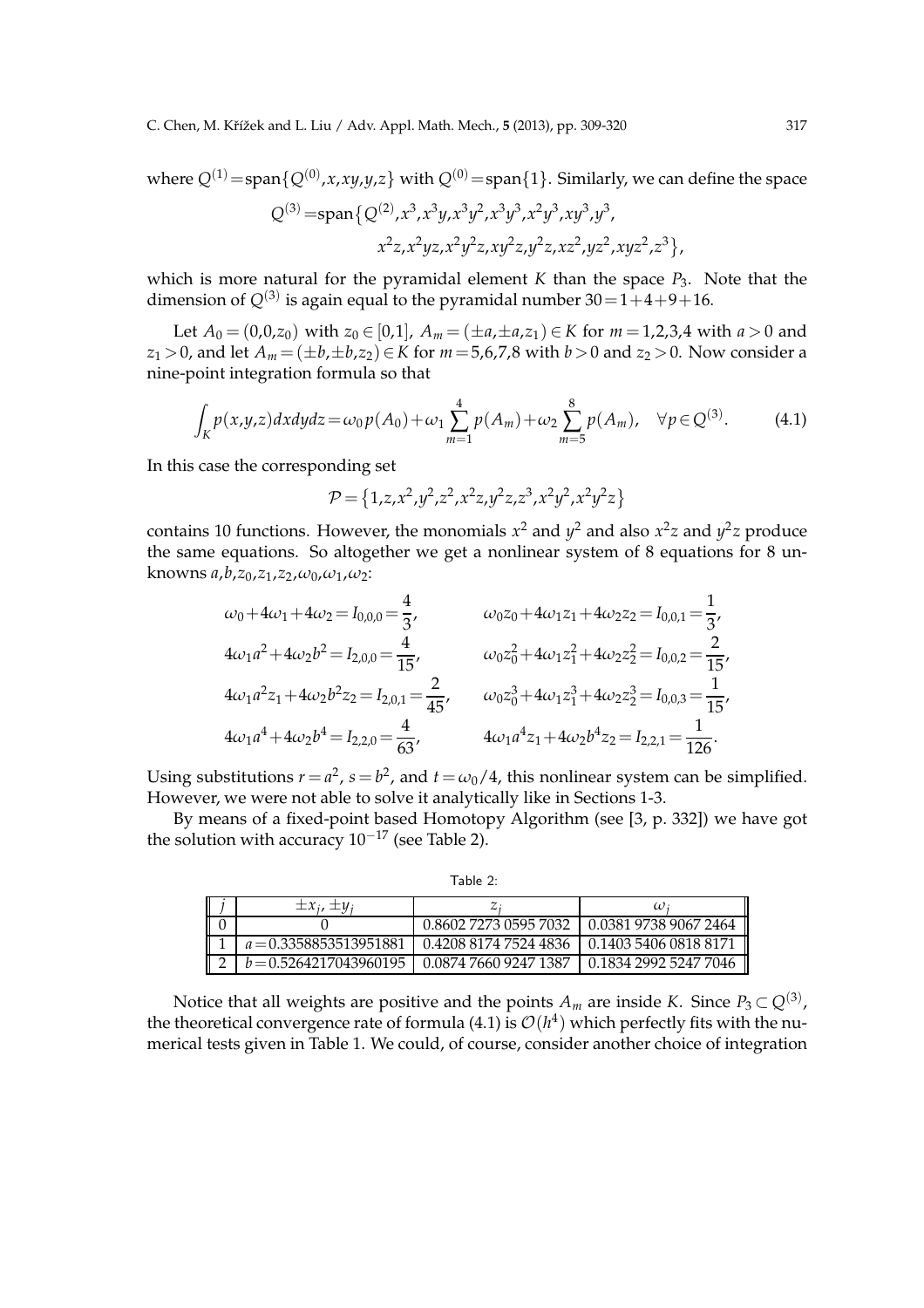where $Q^{(1)}=\text{span}\{Q^{(0)},x,xy,y,z\}$ with $Q^{(0)}=\text{span}\{1\}$. Similarly, we can define the space

$$
\begin{aligned}
Q^{(3)}=\text{span}\{&Q^{(2)},x^3,x^3y,x^3y^2,x^3y^3,x^2y^3,xy^3,y^3,\\
&x^2z,x^2yz,x^2y^2z,xy^2z,y^2z,xz^2,yz^2,xyz^2,z^3\},
\end{aligned}
$$

which is more natural for the pyramidal element $K$ than the space $P_3$. Note that the dimension of $Q^{(3)}$ is again equal to the pyramidal number $30=1+4+9+16$.

Let $A_0=(0,0,z_0)$ with $z_0\in[0,1]$, $A_m=(\pm a,\pm a,z_1)\in K$ for $m=1,2,3,4$ with $a>0$ and $z_1>0$, and let $A_m=(\pm b,\pm b,z_2)\in K$ for $m=5,6,7,8$ with $b>0$ and $z_2>0$. Now consider a nine-point integration formula so that

$$
\int_K p(x,y,z)dxdydz=\omega_0 p(A_0)+\omega_1\sum_{m=1}^{4}p(A_m)+\omega_2\sum_{m=5}^{8}p(A_m),\quad \forall p\in Q^{(3)}. \tag{4.1}
$$

In this case the corresponding set

$$
\mathcal{P}=\{1,z,x^2,y^2,z^2,x^2z,y^2z,z^3,x^2y^2,x^2y^2z\}
$$

contains 10 functions. However, the monomials $x^2$ and $y^2$ and also $x^2z$ and $y^2z$ produce the same equations. So altogether we get a nonlinear system of 8 equations for 8 unknowns $a,b,z_0,z_1,z_2,\omega_0,\omega_1,\omega_2$:

$$
\begin{aligned}
&\omega_0+4\omega_1+4\omega_2=I_{0,0,0}=\frac{4}{3}, &&\omega_0z_0+4\omega_1z_1+4\omega_2z_2=I_{0,0,1}=\frac{1}{3},\\
&4\omega_1a^2+4\omega_2b^2=I_{2,0,0}=\frac{4}{15}, &&\omega_0z_0^2+4\omega_1z_1^2+4\omega_2z_2^2=I_{0,0,2}=\frac{2}{15},\\
&4\omega_1a^2z_1+4\omega_2b^2z_2=I_{2,0,1}=\frac{2}{45}, &&\omega_0z_0^3+4\omega_1z_1^3+4\omega_2z_2^3=I_{0,0,3}=\frac{1}{15},\\
&4\omega_1a^4+4\omega_2b^4=I_{2,2,0}=\frac{4}{63}, &&4\omega_1a^4z_1+4\omega_2b^4z_2=I_{2,2,1}=\frac{1}{126}.
\end{aligned}
$$

Using substitutions $r=a^2$, $s=b^2$, and $t=\omega_0/4$, this nonlinear system can be simplified. However, we were not able to solve it analytically like in Sections 1-3.

By means of a fixed-point based Homotopy Algorithm (see [3, p. 332]) we have got the solution with accuracy $10^{-17}$ (see Table 2).

Table 2:

| $j$ | $\pm x_j,\pm y_j$ | $z_j$ | $\omega_j$ |
|---|---|---|---|
| 0 | 0 | 0.8602 7273 0595 7032 | 0.0381 9738 9067 2464 |
| 1 | $a=0.3358853513951881$ | 0.4208 8174 7524 4836 | 0.1403 5406 0818 8171 |
| 2 | $b=0.5264217043960195$ | 0.0874 7660 9247 1387 | 0.1834 2992 5247 7046 |

Notice that all weights are positive and the points $A_m$ are inside $K$. Since $P_3\subset Q^{(3)}$, the theoretical convergence rate of formula (4.1) is $\mathcal{O}(h^4)$ which perfectly fits with the numerical tests given in Table 1. We could, of course, consider another choice of integration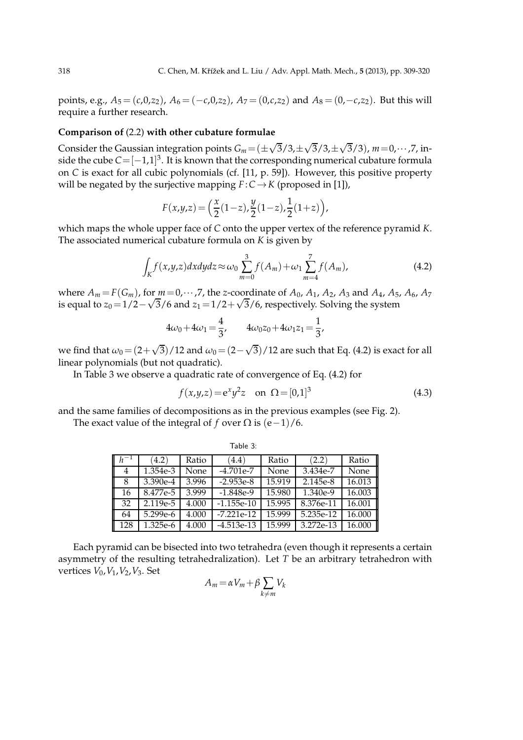points, e.g., $A_5=(c,0,z_2)$, $A_6=(-c,0,z_2)$, $A_7=(0,c,z_2)$ and $A_8=(0,-c,z_2)$. But this will require a further research.

**Comparison of (2.2) with other cubature formulae**

Consider the Gaussian integration points $G_m=(\pm\sqrt{3}/3,\pm\sqrt{3}/3,\pm\sqrt{3}/3)$, $m=0,\cdots,7$, inside the cube $C=[-1,1]^3$. It is known that the corresponding numerical cubature formula on $C$ is exact for all cubic polynomials (cf. [11, p. 59]). However, this positive property will be negated by the surjective mapping $F:C\rightarrow K$ (proposed in [1]),

$$F(x,y,z)=\Big(\frac{x}{2}(1-z),\frac{y}{2}(1-z),\frac{1}{2}(1+z)\Big),$$

which maps the whole upper face of $C$ onto the upper vertex of the reference pyramid $K$. The associated numerical cubature formula on $K$ is given by

$$\int_K f(x,y,z)dxdydz \approx \omega_0\sum_{m=0}^{3} f(A_m)+\omega_1\sum_{m=4}^{7} f(A_m), \tag{4.2}$$

where $A_m=F(G_m)$, for $m=0,\cdots,7$, the $z$-coordinate of $A_0$, $A_1$, $A_2$, $A_3$ and $A_4$, $A_5$, $A_6$, $A_7$ is equal to $z_0=1/2-\sqrt{3}/6$ and $z_1=1/2+\sqrt{3}/6$, respectively. Solving the system

$$4\omega_0+4\omega_1=\frac{4}{3},\qquad 4\omega_0 z_0+4\omega_1 z_1=\frac{1}{3},$$

we find that $\omega_0=(2+\sqrt{3})/12$ and $\omega_0=(2-\sqrt{3})/12$ are such that Eq. (4.2) is exact for all linear polynomials (but not quadratic).

In Table 3 we observe a quadratic rate of convergence of Eq. (4.2) for

$$f(x,y,z)=\mathrm{e}^x y^2 z \quad \text{on} \ \ \Omega=[0,1]^3 \tag{4.3}$$

and the same families of decompositions as in the previous examples (see Fig. 2).

The exact value of the integral of $f$ over $\Omega$ is $(\mathrm{e}-1)/6$.

Table 3:

| $h^{-1}$ | (4.2) | Ratio | (4.4) | Ratio | (2.2) | Ratio |
|---|---|---|---|---|---|---|
| 4 | 1.354e-3 | None | -4.701e-7 | None | 3.434e-7 | None |
| 8 | 3.390e-4 | 3.996 | -2.953e-8 | 15.919 | 2.145e-8 | 16.013 |
| 16 | 8.477e-5 | 3.999 | -1.848e-9 | 15.980 | 1.340e-9 | 16.003 |
| 32 | 2.119e-5 | 4.000 | -1.155e-10 | 15.995 | 8.376e-11 | 16.001 |
| 64 | 5.299e-6 | 4.000 | -7.221e-12 | 15.999 | 5.235e-12 | 16.000 |
| 128 | 1.325e-6 | 4.000 | -4.513e-13 | 15.999 | 3.272e-13 | 16.000 |

Each pyramid can be bisected into two tetrahedra (even though it represents a certain asymmetry of the resulting tetrahedralization). Let $T$ be an arbitrary tetrahedron with vertices $V_0,V_1,V_2,V_3$. Set

$$A_m=\alpha V_m+\beta\sum_{k\neq m} V_k$$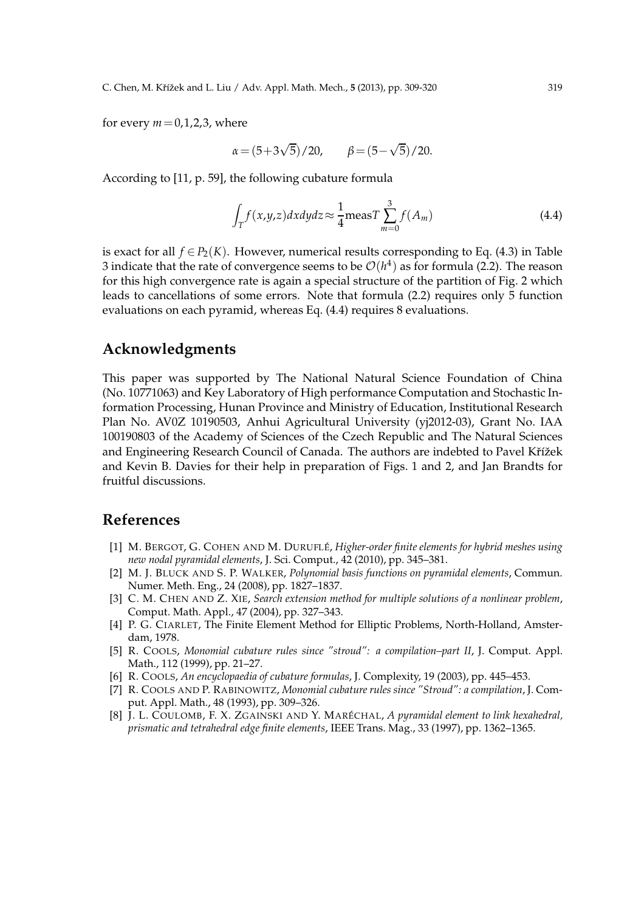for every $m = 0,1,2,3$, where

$$\alpha = (5+3\sqrt{5})/20, \qquad \beta = (5-\sqrt{5})/20.$$

According to [11, p. 59], the following cubature formula

$$\int_T f(x,y,z)dxdydz \approx \frac{1}{4}\text{meas}T\sum_{m=0}^{3} f(A_m) \tag{4.4}$$

is exact for all $f \in P_2(K)$. However, numerical results corresponding to Eq. (4.3) in Table 3 indicate that the rate of convergence seems to be $\mathcal{O}(h^4)$ as for formula (2.2). The reason for this high convergence rate is again a special structure of the partition of Fig. 2 which leads to cancellations of some errors. Note that formula (2.2) requires only 5 function evaluations on each pyramid, whereas Eq. (4.4) requires 8 evaluations.

## Acknowledgments

This paper was supported by The National Natural Science Foundation of China (No. 10771063) and Key Laboratory of High performance Computation and Stochastic Information Processing, Hunan Province and Ministry of Education, Institutional Research Plan No. AV0Z 10190503, Anhui Agricultural University (yj2012-03), Grant No. IAA 100190803 of the Academy of Sciences of the Czech Republic and The Natural Sciences and Engineering Research Council of Canada. The authors are indebted to Pavel Křížek and Kevin B. Davies for their help in preparation of Figs. 1 and 2, and Jan Brandts for fruitful discussions.

## References

- [1] M. Bergot, G. Cohen and M. Duruflé, *Higher-order finite elements for hybrid meshes using new nodal pyramidal elements*, J. Sci. Comput., 42 (2010), pp. 345–381.
- [2] M. J. Bluck and S. P. Walker, *Polynomial basis functions on pyramidal elements*, Commun. Numer. Meth. Eng., 24 (2008), pp. 1827–1837.
- [3] C. M. Chen and Z. Xie, *Search extension method for multiple solutions of a nonlinear problem*, Comput. Math. Appl., 47 (2004), pp. 327–343.
- [4] P. G. Ciarlet, The Finite Element Method for Elliptic Problems, North-Holland, Amsterdam, 1978.
- [5] R. Cools, *Monomial cubature rules since "stroud": a compilation–part II*, J. Comput. Appl. Math., 112 (1999), pp. 21–27.
- [6] R. Cools, *An encyclopaedia of cubature formulas*, J. Complexity, 19 (2003), pp. 445–453.
- [7] R. Cools and P. Rabinowitz, *Monomial cubature rules since "Stroud": a compilation*, J. Comput. Appl. Math., 48 (1993), pp. 309–326.
- [8] J. L. Coulomb, F. X. Zgainski and Y. Maréchal, *A pyramidal element to link hexahedral, prismatic and tetrahedral edge finite elements*, IEEE Trans. Mag., 33 (1997), pp. 1362–1365.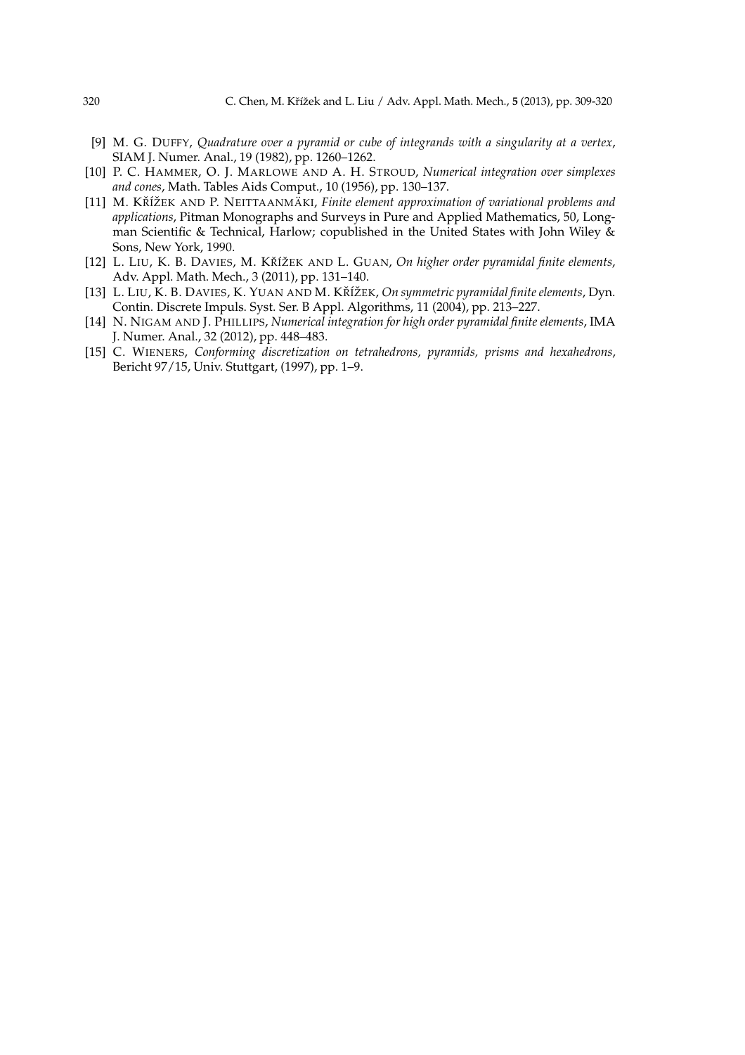[9] M. G. DUFFY, *Quadrature over a pyramid or cube of integrands with a singularity at a vertex*, SIAM J. Numer. Anal., 19 (1982), pp. 1260–1262.

[10] P. C. HAMMER, O. J. MARLOWE AND A. H. STROUD, *Numerical integration over simplexes and cones*, Math. Tables Aids Comput., 10 (1956), pp. 130–137.

[11] M. KŘÍŽEK AND P. NEITTAANMÄKI, *Finite element approximation of variational problems and applications*, Pitman Monographs and Surveys in Pure and Applied Mathematics, 50, Longman Scientific & Technical, Harlow; copublished in the United States with John Wiley & Sons, New York, 1990.

[12] L. LIU, K. B. DAVIES, M. KŘÍŽEK AND L. GUAN, *On higher order pyramidal finite elements*, Adv. Appl. Math. Mech., 3 (2011), pp. 131–140.

[13] L. LIU, K. B. DAVIES, K. YUAN AND M. KŘÍŽEK, *On symmetric pyramidal finite elements*, Dyn. Contin. Discrete Impuls. Syst. Ser. B Appl. Algorithms, 11 (2004), pp. 213–227.

[14] N. NIGAM AND J. PHILLIPS, *Numerical integration for high order pyramidal finite elements*, IMA J. Numer. Anal., 32 (2012), pp. 448–483.

[15] C. WIENERS, *Conforming discretization on tetrahedrons, pyramids, prisms and hexahedrons*, Bericht 97/15, Univ. Stuttgart, (1997), pp. 1–9.